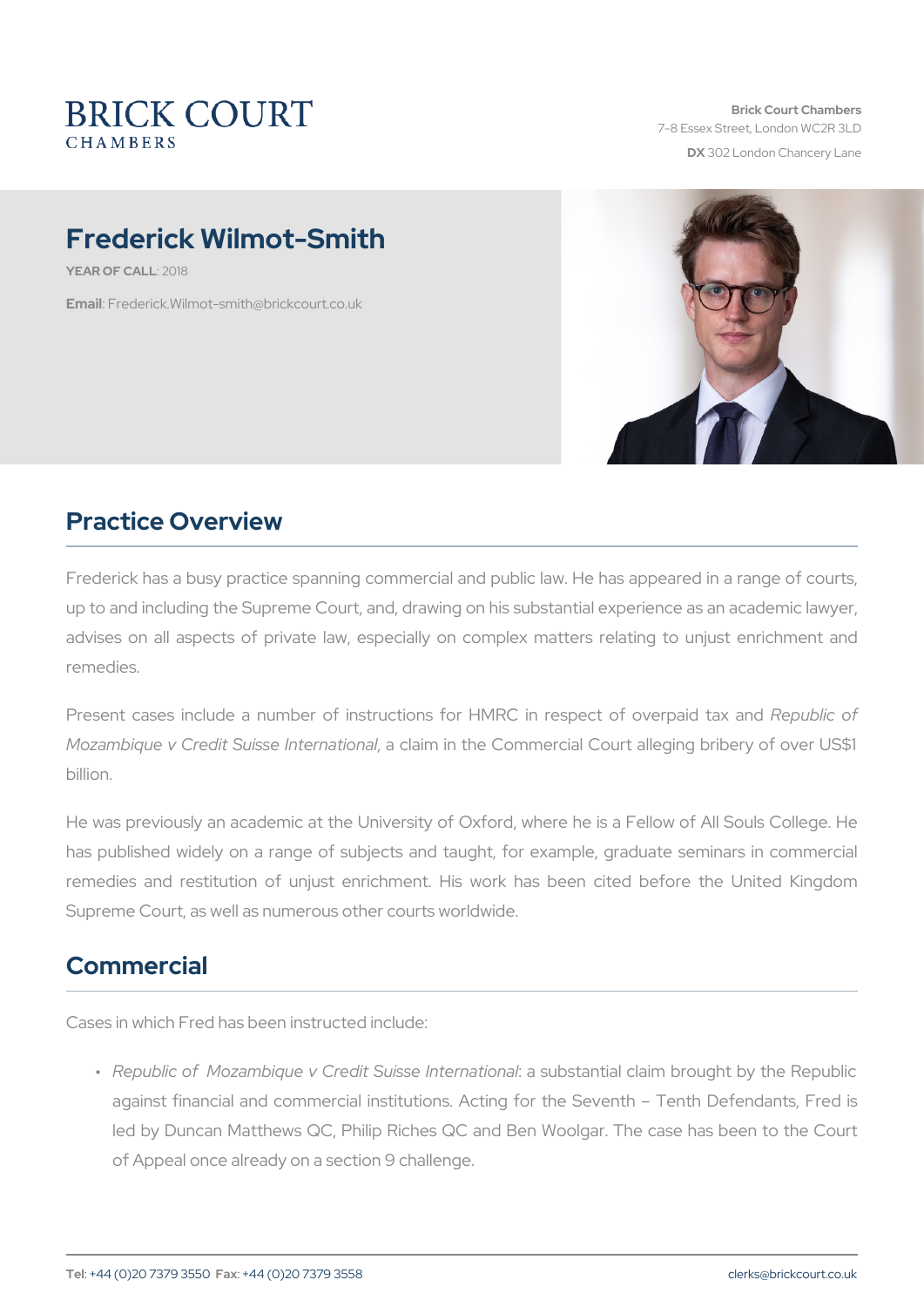BRICK COURT
CHAMBERS

**Brick Court Chambers**
7-8 Essex Street, London WC2R 3LD
**DX** 302 London Chancery Lane

# Frederick Wilmot-Smith

**YEAR OF CALL**: 2018

**Email**: Frederick.Wilmot-smith@brickcourt.co.uk

## Practice Overview

Frederick has a busy practice spanning commercial and public law. He has appeared in a range of courts, up to and including the Supreme Court, and, drawing on his substantial experience as an academic lawyer, advises on all aspects of private law, especially on complex matters relating to unjust enrichment and remedies.

Present cases include a number of instructions for HMRC in respect of overpaid tax and *Republic of Mozambique v Credit Suisse International*, a claim in the Commercial Court alleging bribery of over US$1 billion.

He was previously an academic at the University of Oxford, where he is a Fellow of All Souls College. He has published widely on a range of subjects and taught, for example, graduate seminars in commercial remedies and restitution of unjust enrichment. His work has been cited before the United Kingdom Supreme Court, as well as numerous other courts worldwide.

## Commercial

Cases in which Fred has been instructed include:

- *Republic of Mozambique v Credit Suisse International*: a substantial claim brought by the Republic against financial and commercial institutions. Acting for the Seventh – Tenth Defendants, Fred is led by Duncan Matthews QC, Philip Riches QC and Ben Woolgar. The case has been to the Court of Appeal once already on a section 9 challenge.

**Tel**: +44 (0)20 7379 3550 **Fax**: +44 (0)20 7379 3558 clerks@brickcourt.co.uk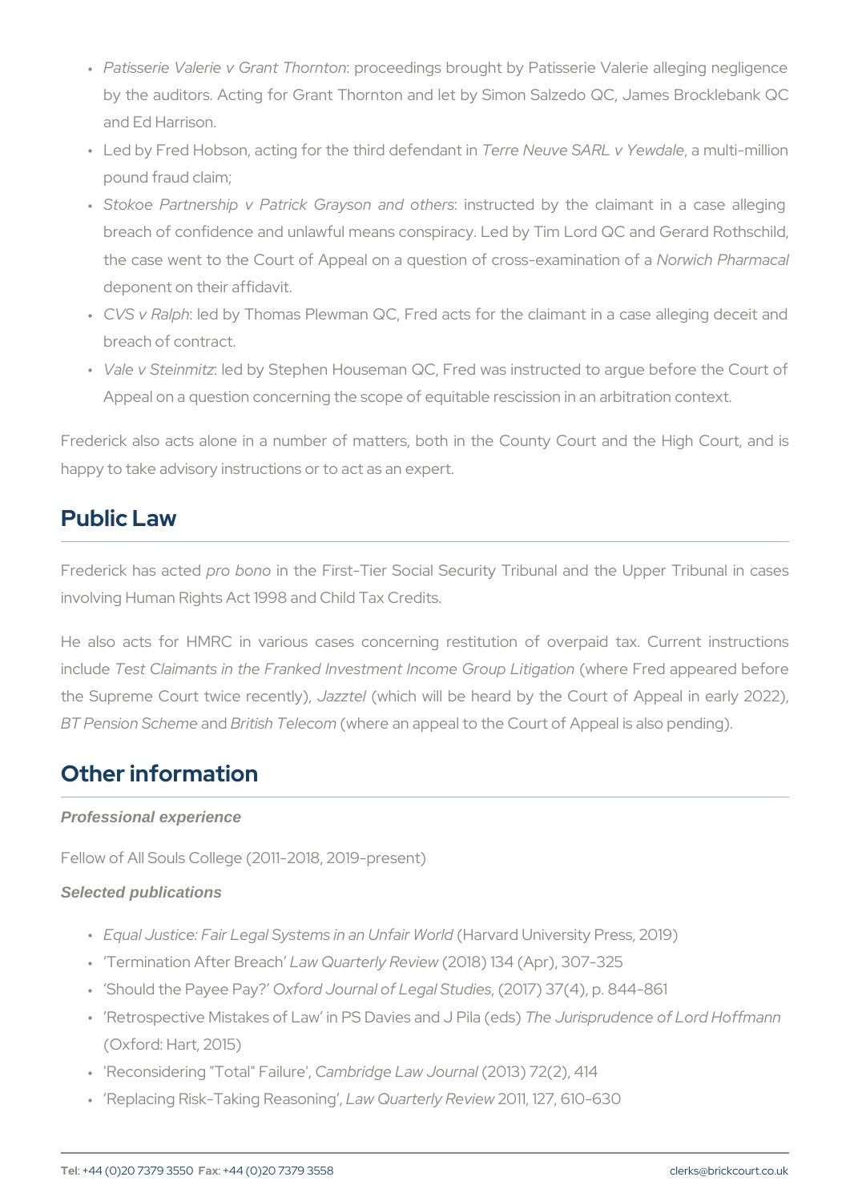- *Patisserie Valerie v Grant Thornton*: proceedings brought by Patisserie Valerie alleging negligence by the auditors. Acting for Grant Thornton and let by Simon Salzedo QC, James Brocklebank QC and Ed Harrison.
- Led by Fred Hobson, acting for the third defendant in *Terre Neuve SARL v Yewdale*, a multi-million pound fraud claim;
- *Stokoe Partnership v Patrick Grayson and others*: instructed by the claimant in a case alleging breach of confidence and unlawful means conspiracy. Led by Tim Lord QC and Gerard Rothschild, the case went to the Court of Appeal on a question of cross-examination of a *Norwich Pharmacal* deponent on their affidavit.
- *CVS v Ralph*: led by Thomas Plewman QC, Fred acts for the claimant in a case alleging deceit and breach of contract.
- *Vale v Steinmitz*: led by Stephen Houseman QC, Fred was instructed to argue before the Court of Appeal on a question concerning the scope of equitable rescission in an arbitration context.

Frederick also acts alone in a number of matters, both in the County Court and the High Court, and is happy to take advisory instructions or to act as an expert.

## Public Law

Frederick has acted *pro bono* in the First-Tier Social Security Tribunal and the Upper Tribunal in cases involving Human Rights Act 1998 and Child Tax Credits.

He also acts for HMRC in various cases concerning restitution of overpaid tax. Current instructions include *Test Claimants in the Franked Investment Income Group Litigation* (where Fred appeared before the Supreme Court twice recently), *Jazztel* (which will be heard by the Court of Appeal in early 2022), *BT Pension Scheme* and *British Telecom* (where an appeal to the Court of Appeal is also pending).

## Other information

***Professional experience***

Fellow of All Souls College (2011-2018, 2019-present)

***Selected publications***

- *Equal Justice: Fair Legal Systems in an Unfair World* (Harvard University Press, 2019)
- 'Termination After Breach' *Law Quarterly Review* (2018) 134 (Apr), 307-325
- 'Should the Payee Pay?' *Oxford Journal of Legal Studies*, (2017) 37(4), p. 844-861
- 'Retrospective Mistakes of Law' in PS Davies and J Pila (eds) *The Jurisprudence of Lord Hoffmann* (Oxford: Hart, 2015)
- 'Reconsidering "Total" Failure', *Cambridge Law Journal* (2013) 72(2), 414
- 'Replacing Risk-Taking Reasoning', *Law Quarterly Review* 2011, 127, 610-630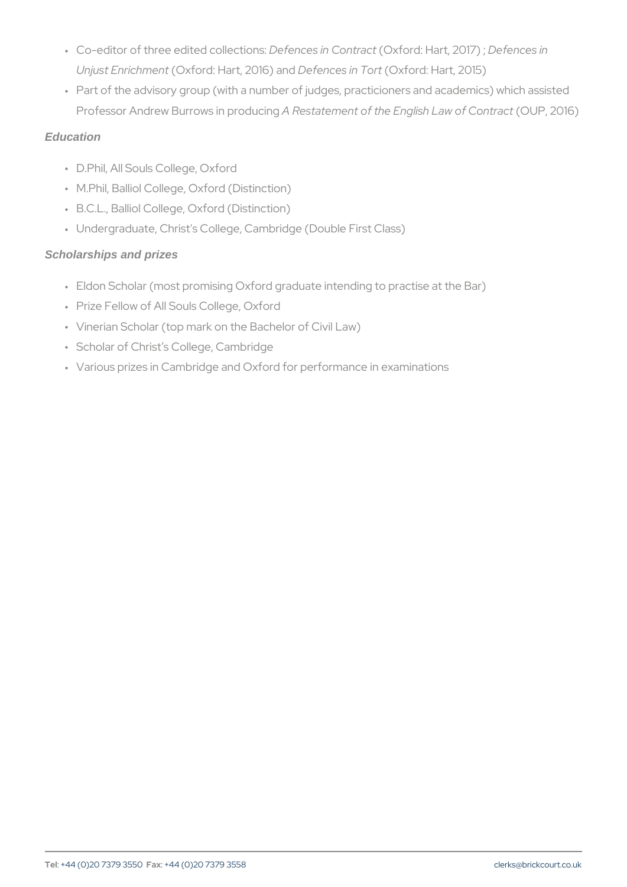- Co-editor of three edited collections: *Defences in Contract* (Oxford: Hart, 2017) ; *Defences in Unjust Enrichment* (Oxford: Hart, 2016) and *Defences in Tort* (Oxford: Hart, 2015)
- Part of the advisory group (with a number of judges, practicioners and academics) which assisted Professor Andrew Burrows in producing *A Restatement of the English Law of Contract* (OUP, 2016)

### *Education*

- D.Phil, All Souls College, Oxford
- M.Phil, Balliol College, Oxford (Distinction)
- B.C.L., Balliol College, Oxford (Distinction)
- Undergraduate, Christ's College, Cambridge (Double First Class)

### *Scholarships and prizes*

- Eldon Scholar (most promising Oxford graduate intending to practise at the Bar)
- Prize Fellow of All Souls College, Oxford
- Vinerian Scholar (top mark on the Bachelor of Civil Law)
- Scholar of Christ's College, Cambridge
- Various prizes in Cambridge and Oxford for performance in examinations